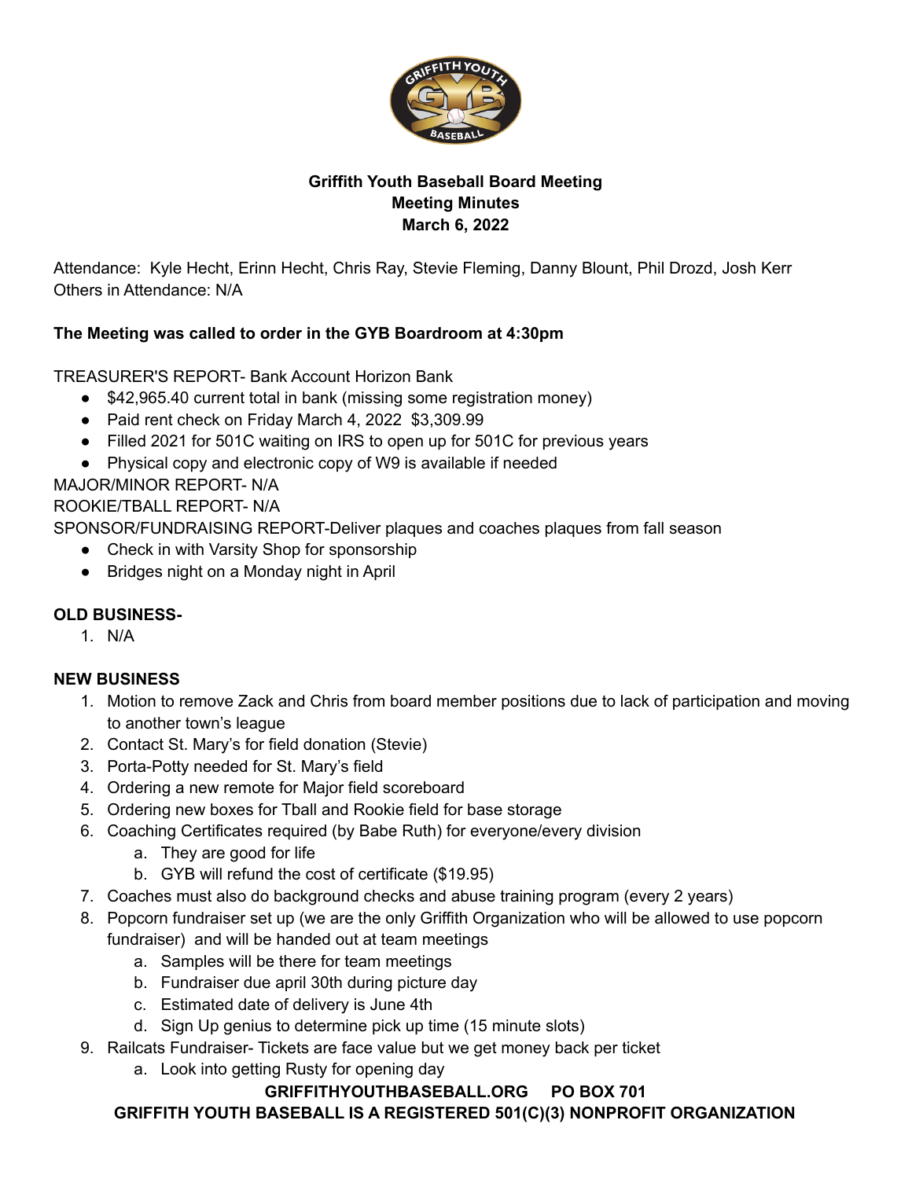**Griffith Youth Baseball Board Meeting**
**Meeting Minutes**
**March 6, 2022**

Attendance: Kyle Hecht, Erinn Hecht, Chris Ray, Stevie Fleming, Danny Blount, Phil Drozd, Josh Kerr
Others in Attendance: N/A

**The Meeting was called to order in the GYB Boardroom at 4:30pm**

TREASURER'S REPORT- Bank Account Horizon Bank

- $42,965.40 current total in bank (missing some registration money)
- Paid rent check on Friday March 4, 2022 $3,309.99
- Filled 2021 for 501C waiting on IRS to open up for 501C for previous years
- Physical copy and electronic copy of W9 is available if needed

MAJOR/MINOR REPORT- N/A
ROOKIE/TBALL REPORT- N/A
SPONSOR/FUNDRAISING REPORT-Deliver plaques and coaches plaques from fall season

- Check in with Varsity Shop for sponsorship
- Bridges night on a Monday night in April

**OLD BUSINESS-**

1. N/A

**NEW BUSINESS**

1. Motion to remove Zack and Chris from board member positions due to lack of participation and moving to another town's league
2. Contact St. Mary's for field donation (Stevie)
3. Porta-Potty needed for St. Mary's field
4. Ordering a new remote for Major field scoreboard
5. Ordering new boxes for Tball and Rookie field for base storage
6. Coaching Certificates required (by Babe Ruth) for everyone/every division
   a. They are good for life
   b. GYB will refund the cost of certificate ($19.95)
7. Coaches must also do background checks and abuse training program (every 2 years)
8. Popcorn fundraiser set up (we are the only Griffith Organization who will be allowed to use popcorn fundraiser) and will be handed out at team meetings
   a. Samples will be there for team meetings
   b. Fundraiser due april 30th during picture day
   c. Estimated date of delivery is June 4th
   d. Sign Up genius to determine pick up time (15 minute slots)
9. Railcats Fundraiser- Tickets are face value but we get money back per ticket
   a. Look into getting Rusty for opening day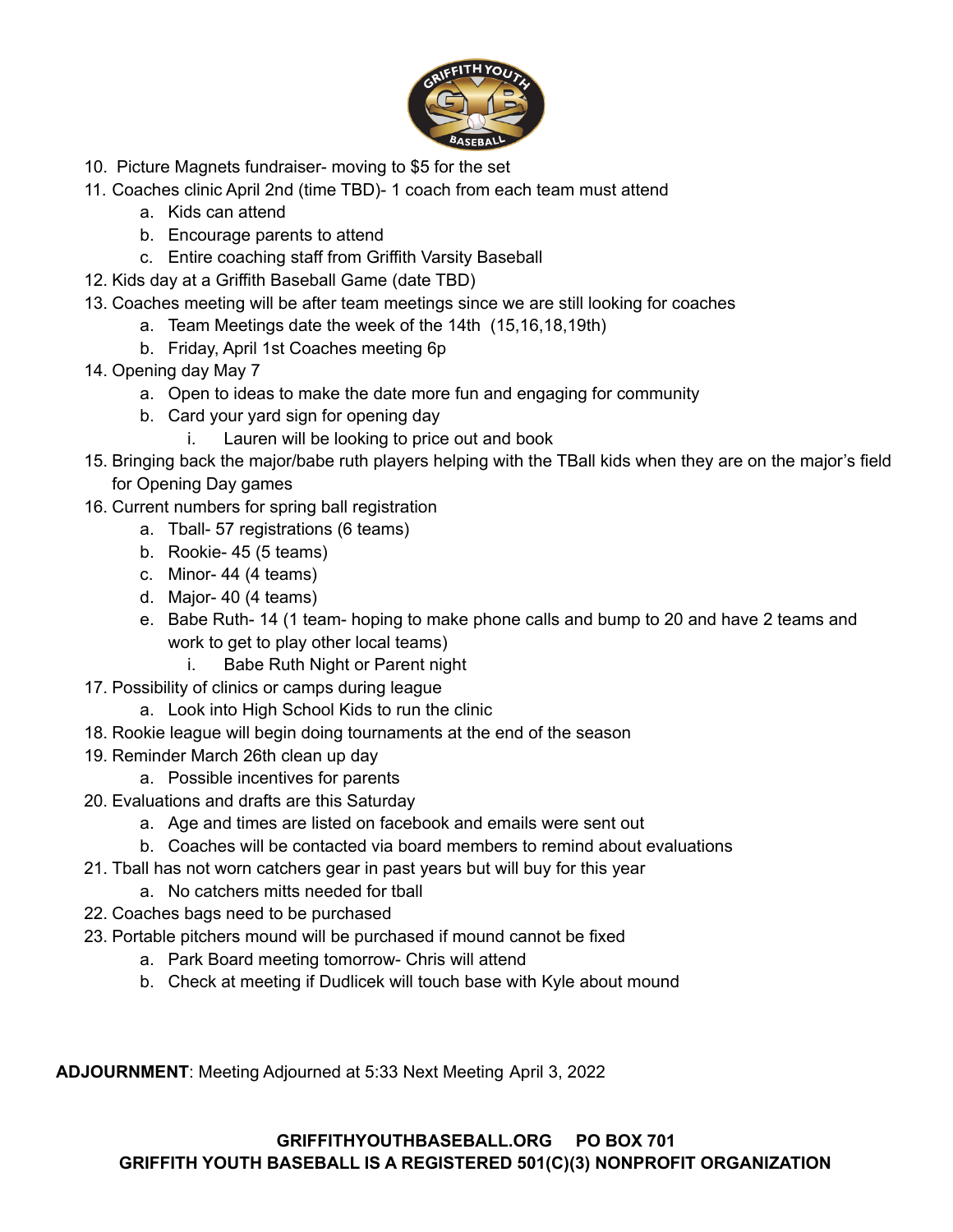10. Picture Magnets fundraiser- moving to $5 for the set
11. Coaches clinic April 2nd (time TBD)- 1 coach from each team must attend
    a. Kids can attend
    b. Encourage parents to attend
    c. Entire coaching staff from Griffith Varsity Baseball
12. Kids day at a Griffith Baseball Game (date TBD)
13. Coaches meeting will be after team meetings since we are still looking for coaches
    a. Team Meetings date the week of the 14th (15,16,18,19th)
    b. Friday, April 1st Coaches meeting 6p
14. Opening day May 7
    a. Open to ideas to make the date more fun and engaging for community
    b. Card your yard sign for opening day
        i. Lauren will be looking to price out and book
15. Bringing back the major/babe ruth players helping with the TBall kids when they are on the major's field for Opening Day games
16. Current numbers for spring ball registration
    a. Tball- 57 registrations (6 teams)
    b. Rookie- 45 (5 teams)
    c. Minor- 44 (4 teams)
    d. Major- 40 (4 teams)
    e. Babe Ruth- 14 (1 team- hoping to make phone calls and bump to 20 and have 2 teams and work to get to play other local teams)
        i. Babe Ruth Night or Parent night
17. Possibility of clinics or camps during league
    a. Look into High School Kids to run the clinic
18. Rookie league will begin doing tournaments at the end of the season
19. Reminder March 26th clean up day
    a. Possible incentives for parents
20. Evaluations and drafts are this Saturday
    a. Age and times are listed on facebook and emails were sent out
    b. Coaches will be contacted via board members to remind about evaluations
21. Tball has not worn catchers gear in past years but will buy for this year
    a. No catchers mitts needed for tball
22. Coaches bags need to be purchased
23. Portable pitchers mound will be purchased if mound cannot be fixed
    a. Park Board meeting tomorrow- Chris will attend
    b. Check at meeting if Dudlicek will touch base with Kyle about mound

**ADJOURNMENT**: Meeting Adjourned at 5:33 Next Meeting April 3, 2022

**GRIFFITHYOUTHBASEBALL.ORG PO BOX 701**
**GRIFFITH YOUTH BASEBALL IS A REGISTERED 501(C)(3) NONPROFIT ORGANIZATION**